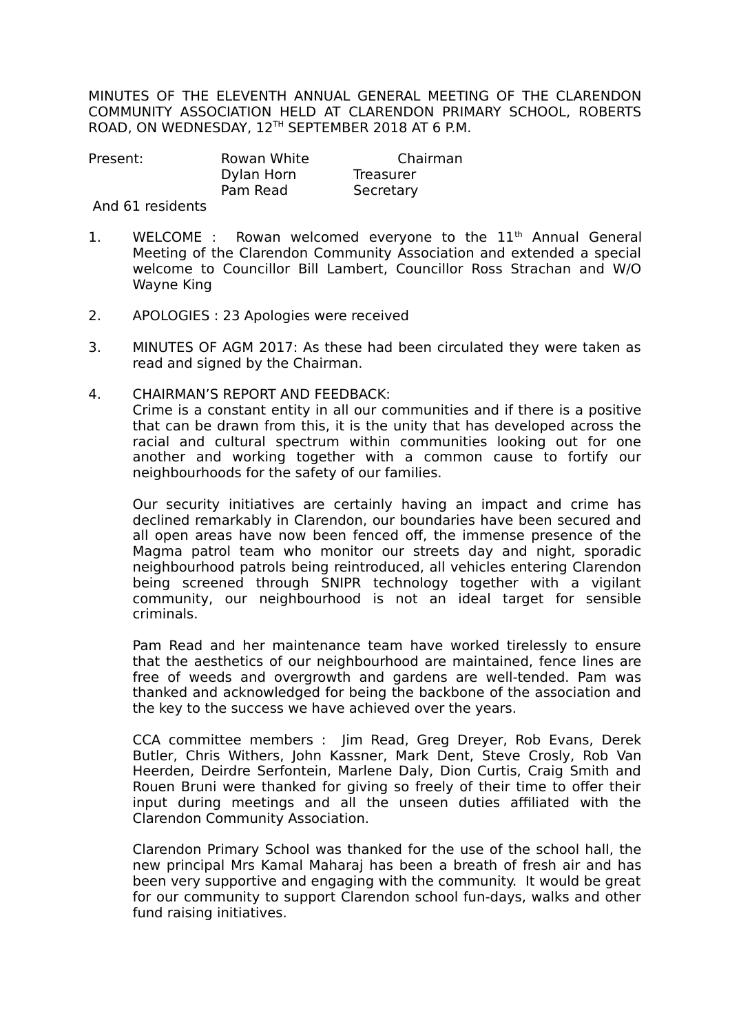MINUTES OF THE ELEVENTH ANNUAL GENERAL MEETING OF THE CLARENDON COMMUNITY ASSOCIATION HELD AT CLARENDON PRIMARY SCHOOL, ROBERTS ROAD, ON WEDNESDAY, 12TH SEPTEMBER 2018 AT 6 P.M.

| | | |
|---|---|---|
| Present: | Rowan White | Chairman |
| | Dylan Horn | Treasurer |
| | Pam Read | Secretary |

And 61 residents

1. WELCOME : Rowan welcomed everyone to the 11th Annual General Meeting of the Clarendon Community Association and extended a special welcome to Councillor Bill Lambert, Councillor Ross Strachan and W/O Wayne King

2. APOLOGIES : 23 Apologies were received

3. MINUTES OF AGM 2017: As these had been circulated they were taken as read and signed by the Chairman.

4. CHAIRMAN'S REPORT AND FEEDBACK:
   Crime is a constant entity in all our communities and if there is a positive that can be drawn from this, it is the unity that has developed across the racial and cultural spectrum within communities looking out for one another and working together with a common cause to fortify our neighbourhoods for the safety of our families.

   Our security initiatives are certainly having an impact and crime has declined remarkably in Clarendon, our boundaries have been secured and all open areas have now been fenced off, the immense presence of the Magma patrol team who monitor our streets day and night, sporadic neighbourhood patrols being reintroduced, all vehicles entering Clarendon being screened through SNIPR technology together with a vigilant community, our neighbourhood is not an ideal target for sensible criminals.

   Pam Read and her maintenance team have worked tirelessly to ensure that the aesthetics of our neighbourhood are maintained, fence lines are free of weeds and overgrowth and gardens are well-tended. Pam was thanked and acknowledged for being the backbone of the association and the key to the success we have achieved over the years.

   CCA committee members : Jim Read, Greg Dreyer, Rob Evans, Derek Butler, Chris Withers, John Kassner, Mark Dent, Steve Crosly, Rob Van Heerden, Deirdre Serfontein, Marlene Daly, Dion Curtis, Craig Smith and Rouen Bruni were thanked for giving so freely of their time to offer their input during meetings and all the unseen duties affiliated with the Clarendon Community Association.

   Clarendon Primary School was thanked for the use of the school hall, the new principal Mrs Kamal Maharaj has been a breath of fresh air and has been very supportive and engaging with the community. It would be great for our community to support Clarendon school fun-days, walks and other fund raising initiatives.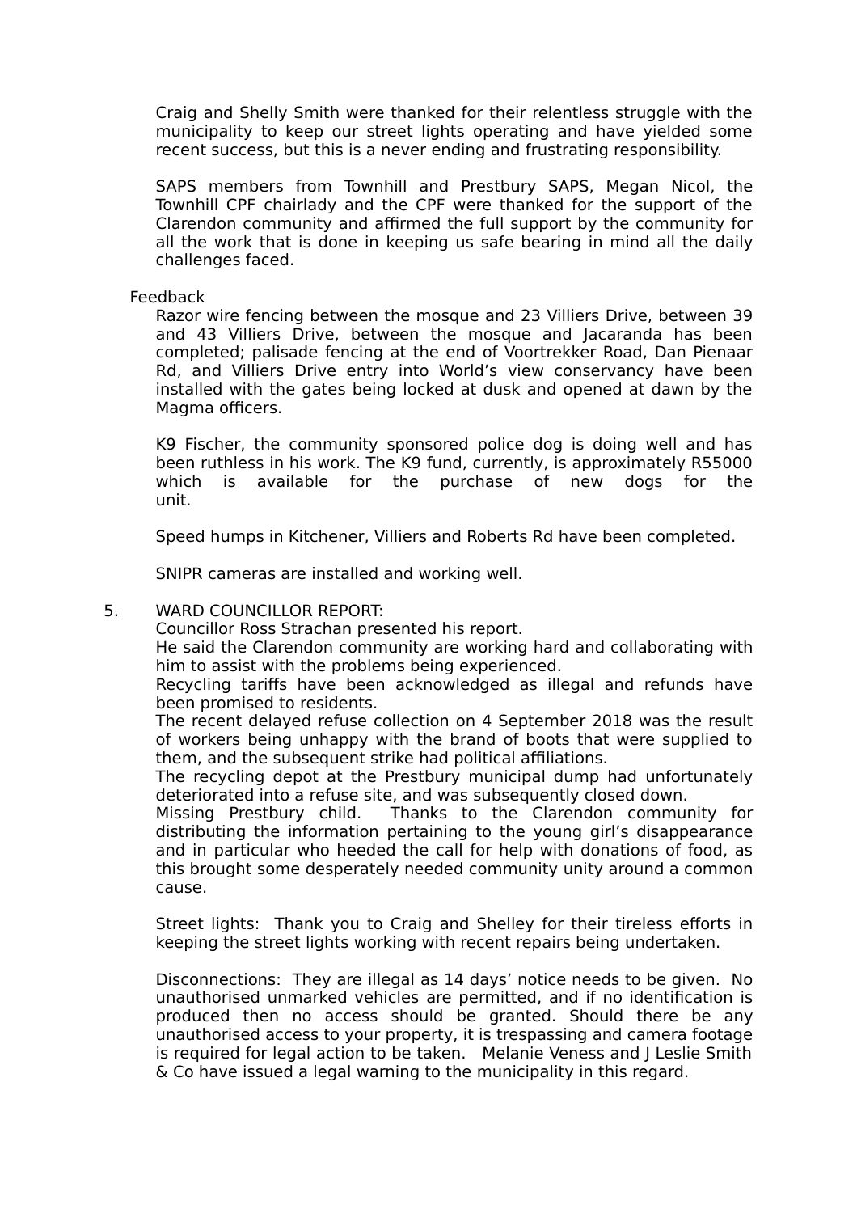Craig and Shelly Smith were thanked for their relentless struggle with the municipality to keep our street lights operating and have yielded some recent success, but this is a never ending and frustrating responsibility.

SAPS members from Townhill and Prestbury SAPS, Megan Nicol, the Townhill CPF chairlady and the CPF were thanked for the support of the Clarendon community and affirmed the full support by the community for all the work that is done in keeping us safe bearing in mind all the daily challenges faced.

Feedback

Razor wire fencing between the mosque and 23 Villiers Drive, between 39 and 43 Villiers Drive, between the mosque and Jacaranda has been completed; palisade fencing at the end of Voortrekker Road, Dan Pienaar Rd, and Villiers Drive entry into World's view conservancy have been installed with the gates being locked at dusk and opened at dawn by the Magma officers.

K9 Fischer, the community sponsored police dog is doing well and has been ruthless in his work. The K9 fund, currently, is approximately R55000 which is available for the purchase of new dogs for the unit.

Speed humps in Kitchener, Villiers and Roberts Rd have been completed.

SNIPR cameras are installed and working well.

5. WARD COUNCILLOR REPORT:

Councillor Ross Strachan presented his report.
He said the Clarendon community are working hard and collaborating with him to assist with the problems being experienced.
Recycling tariffs have been acknowledged as illegal and refunds have been promised to residents.
The recent delayed refuse collection on 4 September 2018 was the result of workers being unhappy with the brand of boots that were supplied to them, and the subsequent strike had political affiliations.
The recycling depot at the Prestbury municipal dump had unfortunately deteriorated into a refuse site, and was subsequently closed down.
Missing Prestbury child. Thanks to the Clarendon community for distributing the information pertaining to the young girl's disappearance and in particular who heeded the call for help with donations of food, as this brought some desperately needed community unity around a common cause.

Street lights: Thank you to Craig and Shelley for their tireless efforts in keeping the street lights working with recent repairs being undertaken.

Disconnections: They are illegal as 14 days' notice needs to be given. No unauthorised unmarked vehicles are permitted, and if no identification is produced then no access should be granted. Should there be any unauthorised access to your property, it is trespassing and camera footage is required for legal action to be taken. Melanie Veness and J Leslie Smith & Co have issued a legal warning to the municipality in this regard.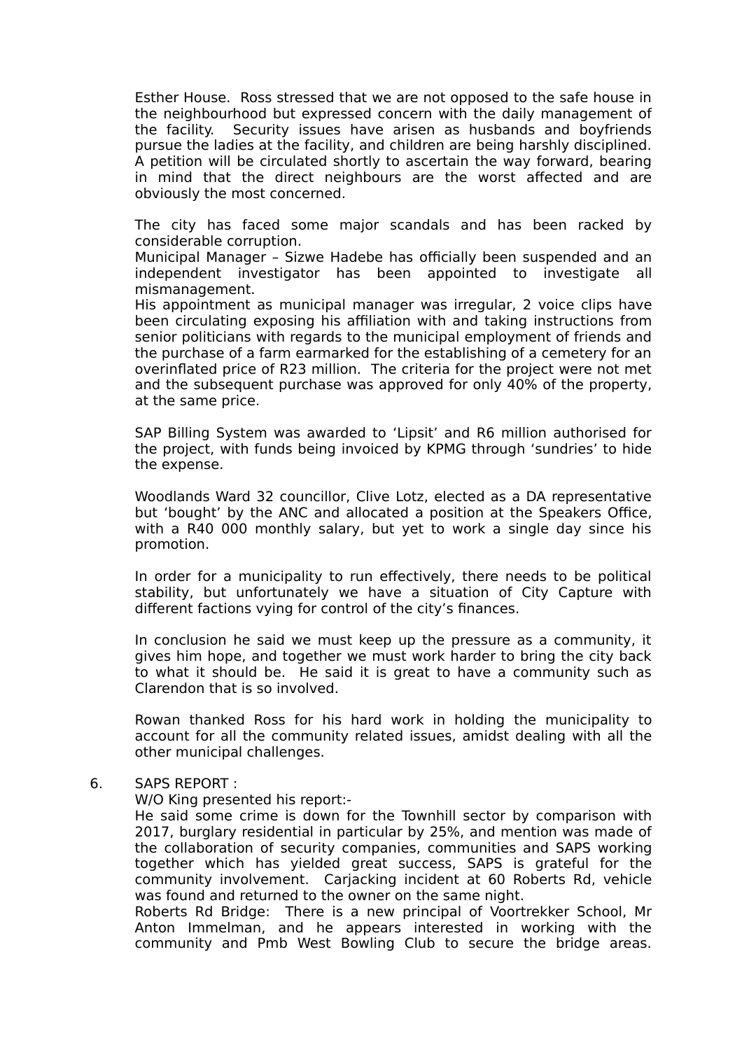Esther House. Ross stressed that we are not opposed to the safe house in the neighbourhood but expressed concern with the daily management of the facility. Security issues have arisen as husbands and boyfriends pursue the ladies at the facility, and children are being harshly disciplined. A petition will be circulated shortly to ascertain the way forward, bearing in mind that the direct neighbours are the worst affected and are obviously the most concerned.

The city has faced some major scandals and has been racked by considerable corruption.
Municipal Manager – Sizwe Hadebe has officially been suspended and an independent investigator has been appointed to investigate all mismanagement.
His appointment as municipal manager was irregular, 2 voice clips have been circulating exposing his affiliation with and taking instructions from senior politicians with regards to the municipal employment of friends and the purchase of a farm earmarked for the establishing of a cemetery for an overinflated price of R23 million. The criteria for the project were not met and the subsequent purchase was approved for only 40% of the property, at the same price.

SAP Billing System was awarded to 'Lipsit' and R6 million authorised for the project, with funds being invoiced by KPMG through 'sundries' to hide the expense.

Woodlands Ward 32 councillor, Clive Lotz, elected as a DA representative but 'bought' by the ANC and allocated a position at the Speakers Office, with a R40 000 monthly salary, but yet to work a single day since his promotion.

In order for a municipality to run effectively, there needs to be political stability, but unfortunately we have a situation of City Capture with different factions vying for control of the city's finances.

In conclusion he said we must keep up the pressure as a community, it gives him hope, and together we must work harder to bring the city back to what it should be. He said it is great to have a community such as Clarendon that is so involved.

Rowan thanked Ross for his hard work in holding the municipality to account for all the community related issues, amidst dealing with all the other municipal challenges.

6. SAPS REPORT :

W/O King presented his report:-

He said some crime is down for the Townhill sector by comparison with 2017, burglary residential in particular by 25%, and mention was made of the collaboration of security companies, communities and SAPS working together which has yielded great success, SAPS is grateful for the community involvement. Carjacking incident at 60 Roberts Rd, vehicle was found and returned to the owner on the same night.

Roberts Rd Bridge: There is a new principal of Voortrekker School, Mr Anton Immelman, and he appears interested in working with the community and Pmb West Bowling Club to secure the bridge areas.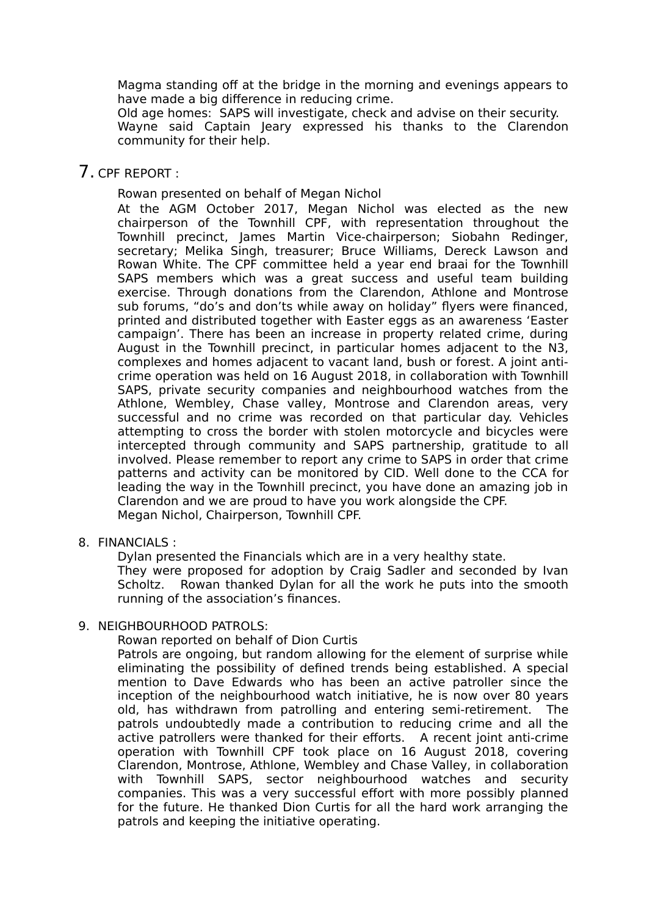Magma standing off at the bridge in the morning and evenings appears to have made a big difference in reducing crime.
Old age homes: SAPS will investigate, check and advise on their security.
Wayne said Captain Jeary expressed his thanks to the Clarendon community for their help.

7. CPF REPORT :

Rowan presented on behalf of Megan Nichol
At the AGM October 2017, Megan Nichol was elected as the new chairperson of the Townhill CPF, with representation throughout the Townhill precinct, James Martin Vice-chairperson; Siobahn Redinger, secretary; Melika Singh, treasurer; Bruce Williams, Dereck Lawson and Rowan White. The CPF committee held a year end braai for the Townhill SAPS members which was a great success and useful team building exercise. Through donations from the Clarendon, Athlone and Montrose sub forums, "do's and don'ts while away on holiday" flyers were financed, printed and distributed together with Easter eggs as an awareness 'Easter campaign'. There has been an increase in property related crime, during August in the Townhill precinct, in particular homes adjacent to the N3, complexes and homes adjacent to vacant land, bush or forest. A joint anti-crime operation was held on 16 August 2018, in collaboration with Townhill SAPS, private security companies and neighbourhood watches from the Athlone, Wembley, Chase valley, Montrose and Clarendon areas, very successful and no crime was recorded on that particular day. Vehicles attempting to cross the border with stolen motorcycle and bicycles were intercepted through community and SAPS partnership, gratitude to all involved. Please remember to report any crime to SAPS in order that crime patterns and activity can be monitored by CID. Well done to the CCA for leading the way in the Townhill precinct, you have done an amazing job in Clarendon and we are proud to have you work alongside the CPF.
Megan Nichol, Chairperson, Townhill CPF.

8. FINANCIALS :

Dylan presented the Financials which are in a very healthy state.
They were proposed for adoption by Craig Sadler and seconded by Ivan Scholtz. Rowan thanked Dylan for all the work he puts into the smooth running of the association's finances.

9. NEIGHBOURHOOD PATROLS:

Rowan reported on behalf of Dion Curtis
Patrols are ongoing, but random allowing for the element of surprise while eliminating the possibility of defined trends being established. A special mention to Dave Edwards who has been an active patroller since the inception of the neighbourhood watch initiative, he is now over 80 years old, has withdrawn from patrolling and entering semi-retirement. The patrols undoubtedly made a contribution to reducing crime and all the active patrollers were thanked for their efforts. A recent joint anti-crime operation with Townhill CPF took place on 16 August 2018, covering Clarendon, Montrose, Athlone, Wembley and Chase Valley, in collaboration with Townhill SAPS, sector neighbourhood watches and security companies. This was a very successful effort with more possibly planned for the future. He thanked Dion Curtis for all the hard work arranging the patrols and keeping the initiative operating.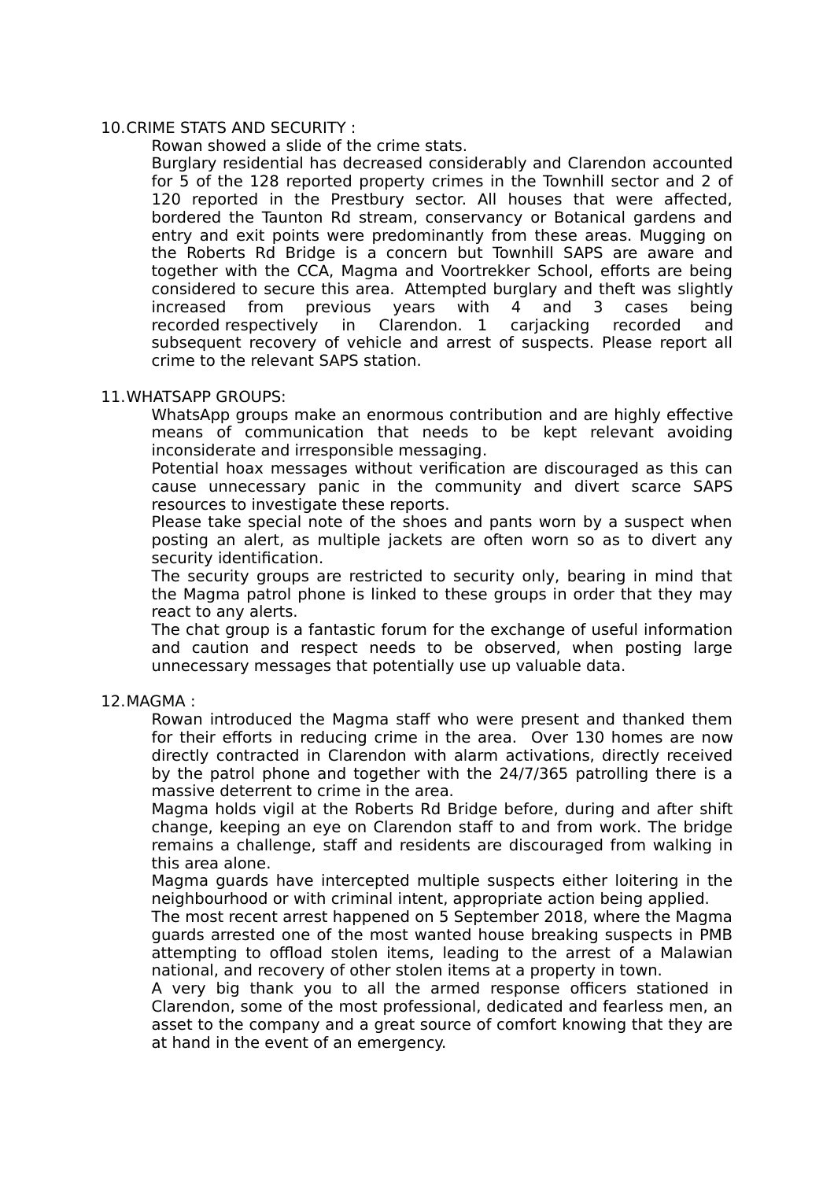10. CRIME STATS AND SECURITY :

    Rowan showed a slide of the crime stats.

    Burglary residential has decreased considerably and Clarendon accounted for 5 of the 128 reported property crimes in the Townhill sector and 2 of 120 reported in the Prestbury sector. All houses that were affected, bordered the Taunton Rd stream, conservancy or Botanical gardens and entry and exit points were predominantly from these areas. Mugging on the Roberts Rd Bridge is a concern but Townhill SAPS are aware and together with the CCA, Magma and Voortrekker School, efforts are being considered to secure this area. Attempted burglary and theft was slightly increased from previous years with 4 and 3 cases being recorded respectively in Clarendon. 1 carjacking recorded and subsequent recovery of vehicle and arrest of suspects. Please report all crime to the relevant SAPS station.

11. WHATSAPP GROUPS:

    WhatsApp groups make an enormous contribution and are highly effective means of communication that needs to be kept relevant avoiding inconsiderate and irresponsible messaging.

    Potential hoax messages without verification are discouraged as this can cause unnecessary panic in the community and divert scarce SAPS resources to investigate these reports.

    Please take special note of the shoes and pants worn by a suspect when posting an alert, as multiple jackets are often worn so as to divert any security identification.

    The security groups are restricted to security only, bearing in mind that the Magma patrol phone is linked to these groups in order that they may react to any alerts.

    The chat group is a fantastic forum for the exchange of useful information and caution and respect needs to be observed, when posting large unnecessary messages that potentially use up valuable data.

12. MAGMA :

    Rowan introduced the Magma staff who were present and thanked them for their efforts in reducing crime in the area. Over 130 homes are now directly contracted in Clarendon with alarm activations, directly received by the patrol phone and together with the 24/7/365 patrolling there is a massive deterrent to crime in the area.

    Magma holds vigil at the Roberts Rd Bridge before, during and after shift change, keeping an eye on Clarendon staff to and from work. The bridge remains a challenge, staff and residents are discouraged from walking in this area alone.

    Magma guards have intercepted multiple suspects either loitering in the neighbourhood or with criminal intent, appropriate action being applied.

    The most recent arrest happened on 5 September 2018, where the Magma guards arrested one of the most wanted house breaking suspects in PMB attempting to offload stolen items, leading to the arrest of a Malawian national, and recovery of other stolen items at a property in town.

    A very big thank you to all the armed response officers stationed in Clarendon, some of the most professional, dedicated and fearless men, an asset to the company and a great source of comfort knowing that they are at hand in the event of an emergency.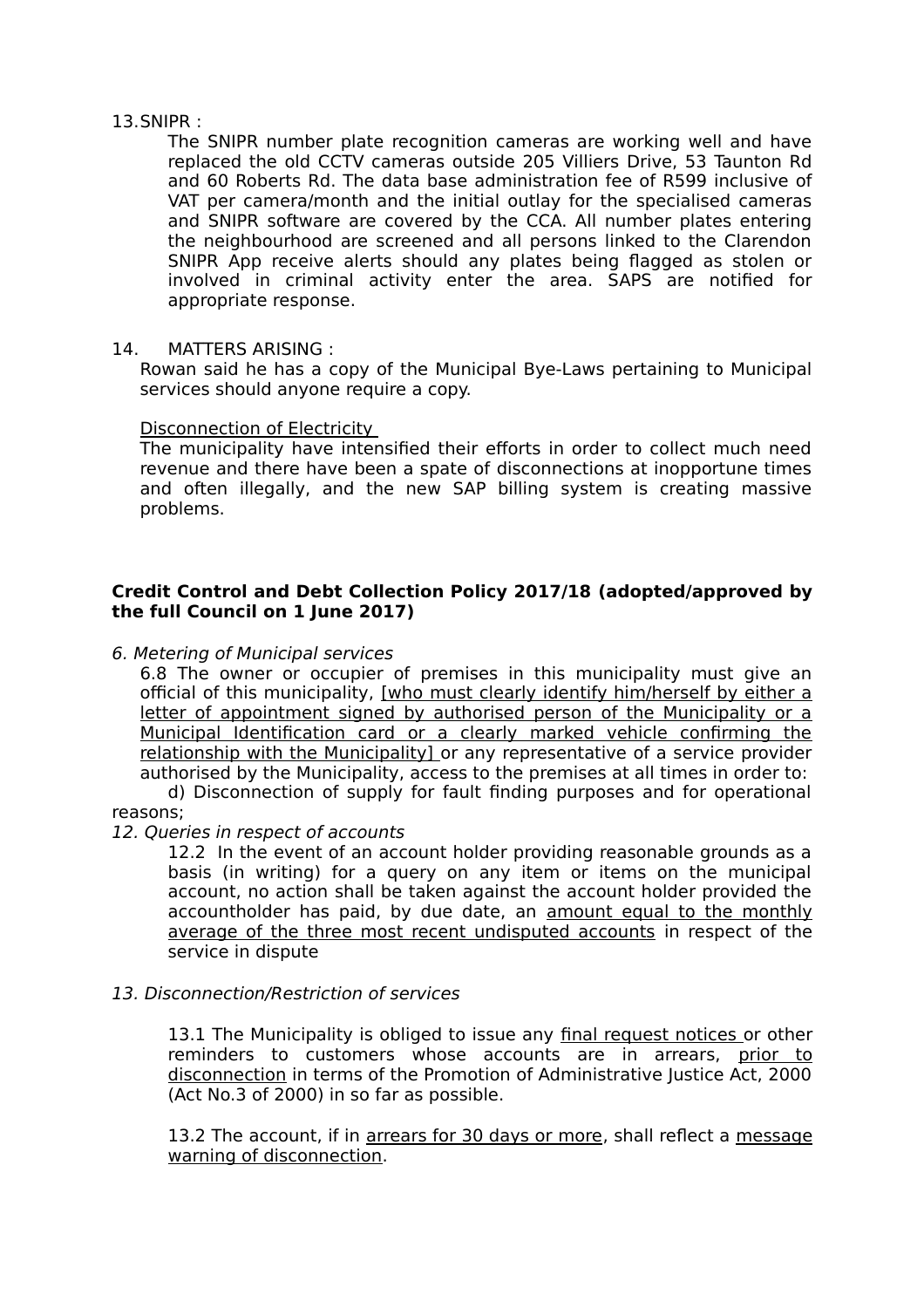13.SNIPR :

The SNIPR number plate recognition cameras are working well and have replaced the old CCTV cameras outside 205 Villiers Drive, 53 Taunton Rd and 60 Roberts Rd. The data base administration fee of R599 inclusive of VAT per camera/month and the initial outlay for the specialised cameras and SNIPR software are covered by the CCA. All number plates entering the neighbourhood are screened and all persons linked to the Clarendon SNIPR App receive alerts should any plates being flagged as stolen or involved in criminal activity enter the area. SAPS are notified for appropriate response.

14. MATTERS ARISING :

Rowan said he has a copy of the Municipal Bye-Laws pertaining to Municipal services should anyone require a copy.

<u>Disconnection of Electricity</u>

The municipality have intensified their efforts in order to collect much need revenue and there have been a spate of disconnections at inopportune times and often illegally, and the new SAP billing system is creating massive problems.

**Credit Control and Debt Collection Policy 2017/18 (adopted/approved by the full Council on 1 June 2017)**

*6. Metering of Municipal services*

6.8 The owner or occupier of premises in this municipality must give an official of this municipality, <u>[who must clearly identify him/herself by either a letter of appointment signed by authorised person of the Municipality or a Municipal Identification card or a clearly marked vehicle confirming the relationship with the Municipality]</u> or any representative of a service provider authorised by the Municipality, access to the premises at all times in order to:

d) Disconnection of supply for fault finding purposes and for operational reasons;

*12. Queries in respect of accounts*

12.2 In the event of an account holder providing reasonable grounds as a basis (in writing) for a query on any item or items on the municipal account, no action shall be taken against the account holder provided the accountholder has paid, by due date, an <u>amount equal to the monthly average of the three most recent undisputed accounts</u> in respect of the service in dispute

*13. Disconnection/Restriction of services*

13.1 The Municipality is obliged to issue any <u>final request notices</u> or other reminders to customers whose accounts are in arrears, <u>prior to disconnection</u> in terms of the Promotion of Administrative Justice Act, 2000 (Act No.3 of 2000) in so far as possible.

13.2 The account, if in <u>arrears for 30 days or more</u>, shall reflect a <u>message warning of disconnection</u>.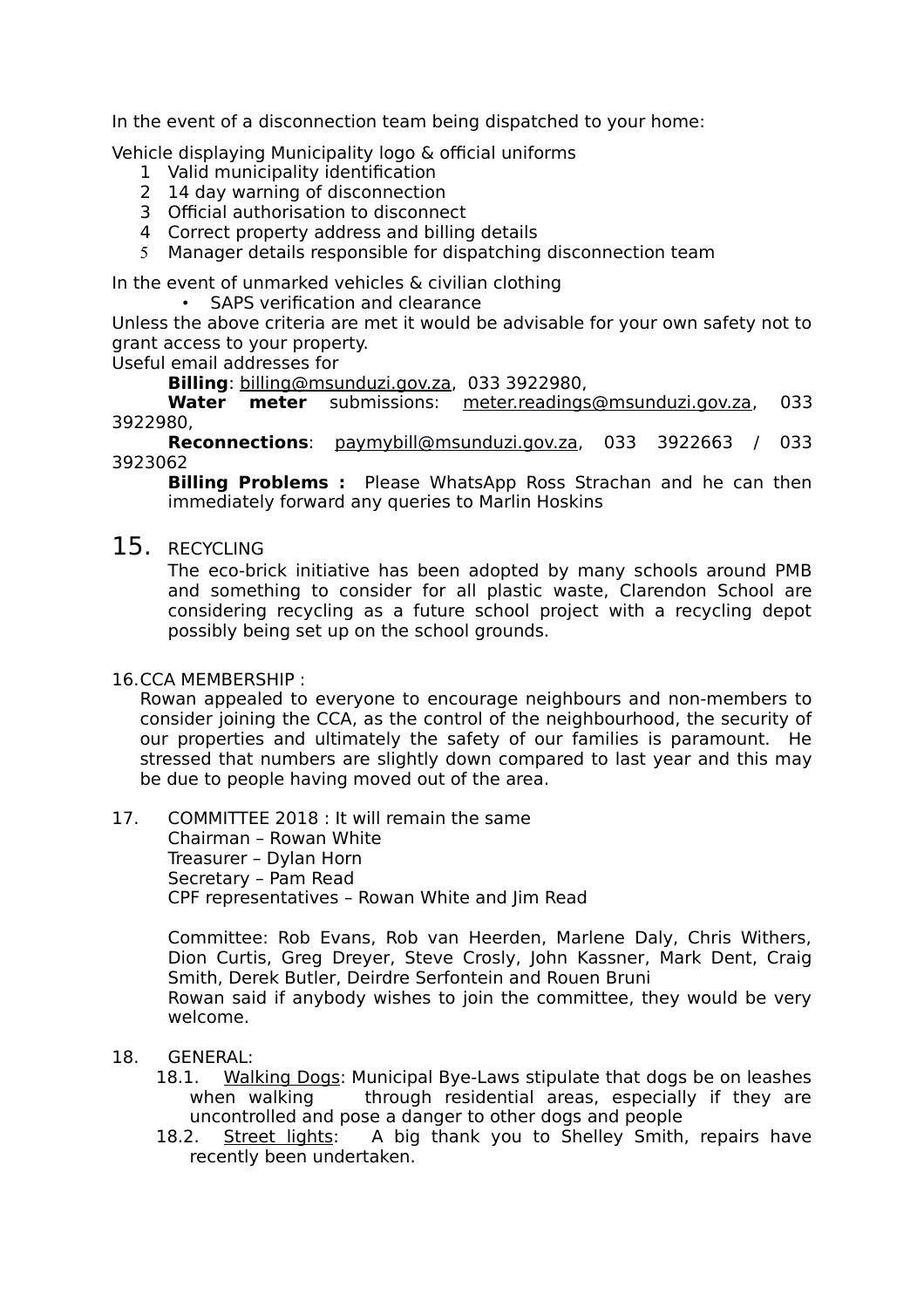In the event of a disconnection team being dispatched to your home:

Vehicle displaying Municipality logo & official uniforms

1. Valid municipality identification
2. 14 day warning of disconnection
3. Official authorisation to disconnect
4. Correct property address and billing details
5. Manager details responsible for dispatching disconnection team

In the event of unmarked vehicles & civilian clothing

- SAPS verification and clearance

Unless the above criteria are met it would be advisable for your own safety not to grant access to your property.

Useful email addresses for

**Billing**: billing@msunduzi.gov.za, 033 3922980,

**Water meter** submissions: meter.readings@msunduzi.gov.za, 033 3922980,

**Reconnections**: paymybill@msunduzi.gov.za, 033 3922663 / 033 3923062

**Billing Problems :** Please WhatsApp Ross Strachan and he can then immediately forward any queries to Marlin Hoskins

## 15. RECYCLING

The eco-brick initiative has been adopted by many schools around PMB and something to consider for all plastic waste, Clarendon School are considering recycling as a future school project with a recycling depot possibly being set up on the school grounds.

## 16. CCA MEMBERSHIP :

Rowan appealed to everyone to encourage neighbours and non-members to consider joining the CCA, as the control of the neighbourhood, the security of our properties and ultimately the safety of our families is paramount. He stressed that numbers are slightly down compared to last year and this may be due to people having moved out of the area.

## 17. COMMITTEE 2018 : It will remain the same

Chairman – Rowan White
Treasurer – Dylan Horn
Secretary – Pam Read
CPF representatives – Rowan White and Jim Read

Committee: Rob Evans, Rob van Heerden, Marlene Daly, Chris Withers, Dion Curtis, Greg Dreyer, Steve Crosly, John Kassner, Mark Dent, Craig Smith, Derek Butler, Deirdre Serfontein and Rouen Bruni

Rowan said if anybody wishes to join the committee, they would be very welcome.

## 18. GENERAL:

18.1. Walking Dogs: Municipal Bye-Laws stipulate that dogs be on leashes when walking through residential areas, especially if they are uncontrolled and pose a danger to other dogs and people

18.2. Street lights: A big thank you to Shelley Smith, repairs have recently been undertaken.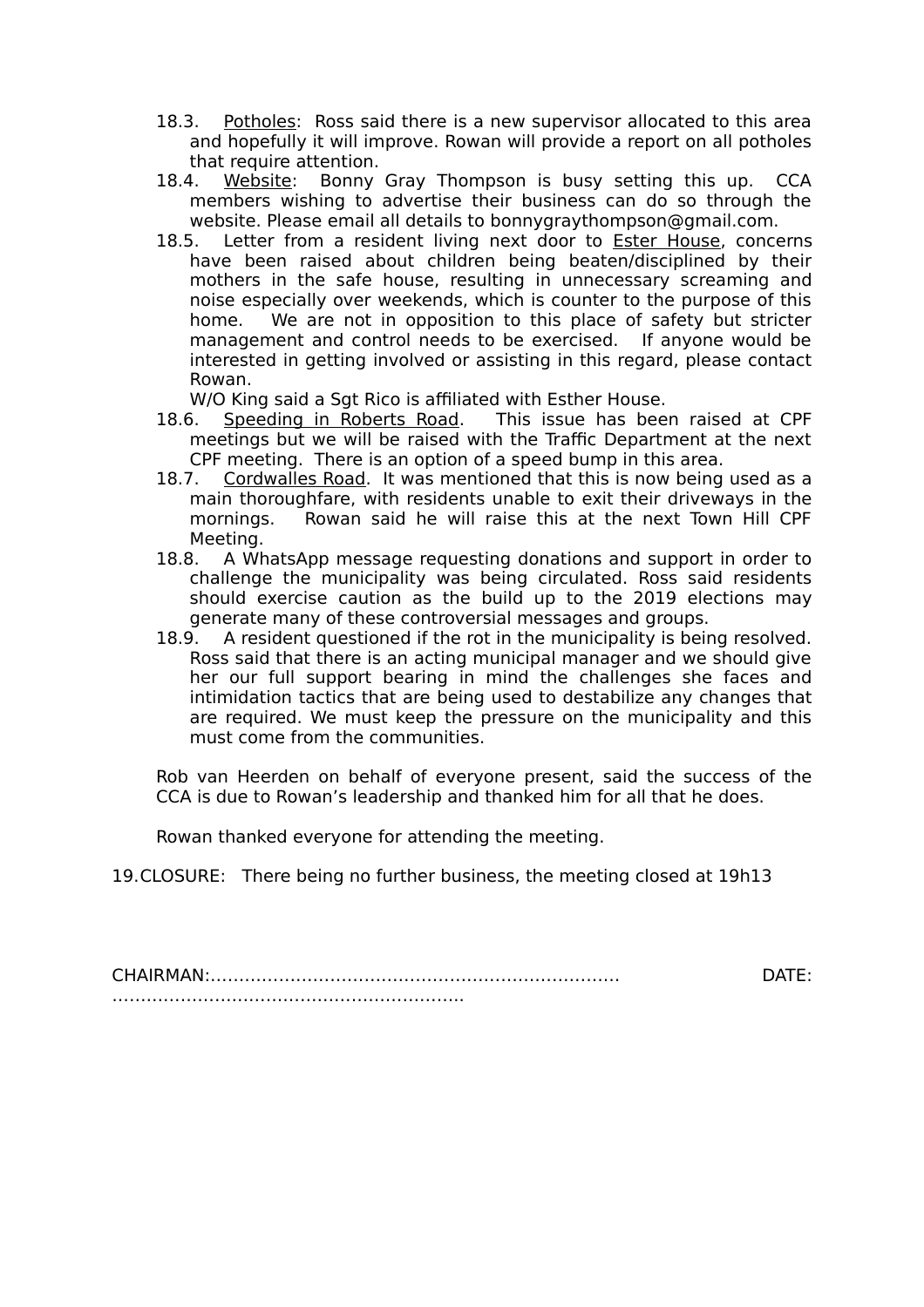18.3. <u>Potholes</u>: Ross said there is a new supervisor allocated to this area and hopefully it will improve. Rowan will provide a report on all potholes that require attention.

18.4. <u>Website</u>: Bonny Gray Thompson is busy setting this up. CCA members wishing to advertise their business can do so through the website. Please email all details to bonnygraythompson@gmail.com.

18.5. Letter from a resident living next door to <u>Ester House</u>, concerns have been raised about children being beaten/disciplined by their mothers in the safe house, resulting in unnecessary screaming and noise especially over weekends, which is counter to the purpose of this home. We are not in opposition to this place of safety but stricter management and control needs to be exercised. If anyone would be interested in getting involved or assisting in this regard, please contact Rowan.

W/O King said a Sgt Rico is affiliated with Esther House.

18.6. <u>Speeding in Roberts Road</u>. This issue has been raised at CPF meetings but we will be raised with the Traffic Department at the next CPF meeting. There is an option of a speed bump in this area.

18.7. <u>Cordwalles Road</u>. It was mentioned that this is now being used as a main thoroughfare, with residents unable to exit their driveways in the mornings. Rowan said he will raise this at the next Town Hill CPF Meeting.

18.8. A WhatsApp message requesting donations and support in order to challenge the municipality was being circulated. Ross said residents should exercise caution as the build up to the 2019 elections may generate many of these controversial messages and groups.

18.9. A resident questioned if the rot in the municipality is being resolved. Ross said that there is an acting municipal manager and we should give her our full support bearing in mind the challenges she faces and intimidation tactics that are being used to destabilize any changes that are required. We must keep the pressure on the municipality and this must come from the communities.

Rob van Heerden on behalf of everyone present, said the success of the CCA is due to Rowan's leadership and thanked him for all that he does.

Rowan thanked everyone for attending the meeting.

19. CLOSURE: There being no further business, the meeting closed at 19h13

CHAIRMAN:…………………………………………………………… DATE: ……………………………………………………